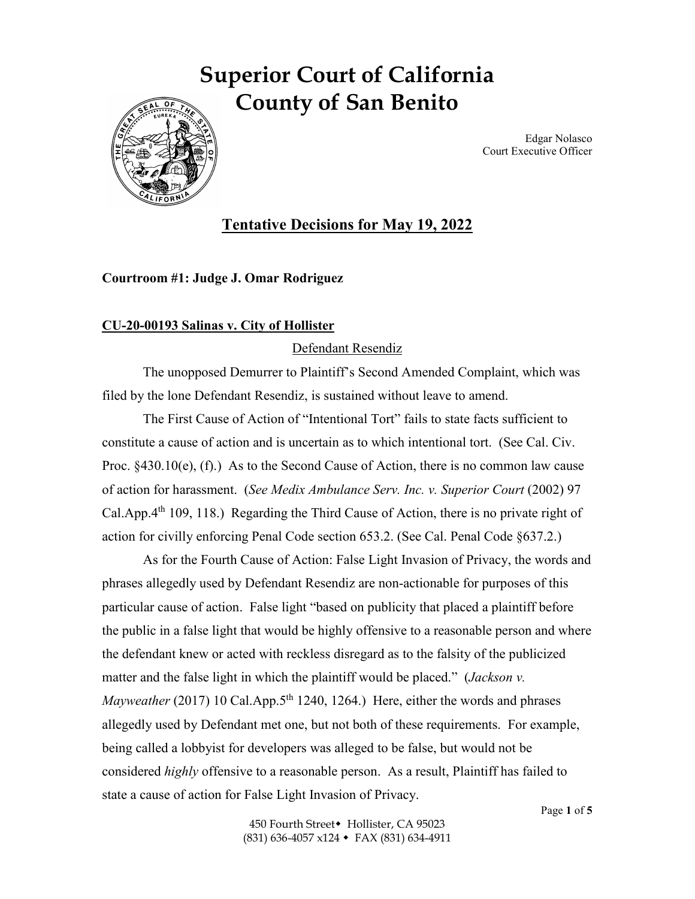# Superior Court of California
# County of San Benito

Edgar Nolasco
Court Executive Officer

## Tentative Decisions for May 19, 2022

**Courtroom #1: Judge J. Omar Rodriguez**

**CU-20-00193 Salinas v. City of Hollister**

Defendant Resendiz

The unopposed Demurrer to Plaintiff's Second Amended Complaint, which was filed by the lone Defendant Resendiz, is sustained without leave to amend.

The First Cause of Action of "Intentional Tort" fails to state facts sufficient to constitute a cause of action and is uncertain as to which intentional tort. (See Cal. Civ. Proc. §430.10(e), (f).) As to the Second Cause of Action, there is no common law cause of action for harassment. (*See Medix Ambulance Serv. Inc. v. Superior Court* (2002) 97 Cal.App.4th 109, 118.) Regarding the Third Cause of Action, there is no private right of action for civilly enforcing Penal Code section 653.2. (See Cal. Penal Code §637.2.)

As for the Fourth Cause of Action: False Light Invasion of Privacy, the words and phrases allegedly used by Defendant Resendiz are non-actionable for purposes of this particular cause of action. False light "based on publicity that placed a plaintiff before the public in a false light that would be highly offensive to a reasonable person and where the defendant knew or acted with reckless disregard as to the falsity of the publicized matter and the false light in which the plaintiff would be placed." (*Jackson v. Mayweather* (2017) 10 Cal.App.5th 1240, 1264.) Here, either the words and phrases allegedly used by Defendant met one, but not both of these requirements. For example, being called a lobbyist for developers was alleged to be false, but would not be considered *highly* offensive to a reasonable person. As a result, Plaintiff has failed to state a cause of action for False Light Invasion of Privacy.

450 Fourth Street • Hollister, CA 95023
(831) 636-4057 x124 • FAX (831) 634-4911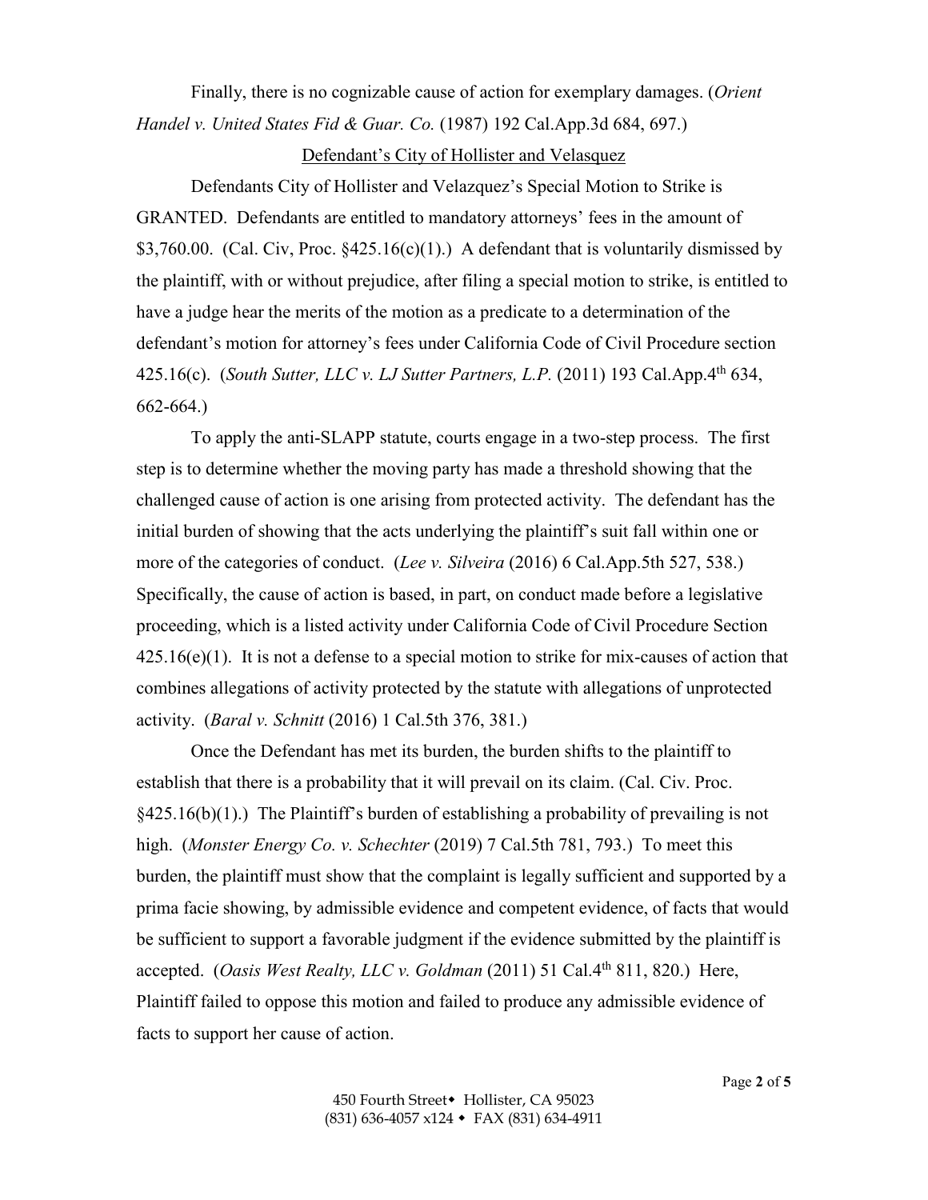Finally, there is no cognizable cause of action for exemplary damages. (*Orient Handel v. United States Fid & Guar. Co.* (1987) 192 Cal.App.3d 684, 697.)

<u>Defendant's City of Hollister and Velasquez</u>

Defendants City of Hollister and Velazquez's Special Motion to Strike is GRANTED. Defendants are entitled to mandatory attorneys' fees in the amount of $3,760.00. (Cal. Civ, Proc. §425.16(c)(1).) A defendant that is voluntarily dismissed by the plaintiff, with or without prejudice, after filing a special motion to strike, is entitled to have a judge hear the merits of the motion as a predicate to a determination of the defendant's motion for attorney's fees under California Code of Civil Procedure section 425.16(c). (*South Sutter, LLC v. LJ Sutter Partners, L.P.* (2011) 193 Cal.App.4th 634, 662-664.)

To apply the anti-SLAPP statute, courts engage in a two-step process. The first step is to determine whether the moving party has made a threshold showing that the challenged cause of action is one arising from protected activity. The defendant has the initial burden of showing that the acts underlying the plaintiff's suit fall within one or more of the categories of conduct. (*Lee v. Silveira* (2016) 6 Cal.App.5th 527, 538.) Specifically, the cause of action is based, in part, on conduct made before a legislative proceeding, which is a listed activity under California Code of Civil Procedure Section 425.16(e)(1). It is not a defense to a special motion to strike for mix-causes of action that combines allegations of activity protected by the statute with allegations of unprotected activity. (*Baral v. Schnitt* (2016) 1 Cal.5th 376, 381.)

Once the Defendant has met its burden, the burden shifts to the plaintiff to establish that there is a probability that it will prevail on its claim. (Cal. Civ. Proc. §425.16(b)(1).) The Plaintiff's burden of establishing a probability of prevailing is not high. (*Monster Energy Co. v. Schechter* (2019) 7 Cal.5th 781, 793.) To meet this burden, the plaintiff must show that the complaint is legally sufficient and supported by a prima facie showing, by admissible evidence and competent evidence, of facts that would be sufficient to support a favorable judgment if the evidence submitted by the plaintiff is accepted. (*Oasis West Realty, LLC v. Goldman* (2011) 51 Cal.4th 811, 820.) Here, Plaintiff failed to oppose this motion and failed to produce any admissible evidence of facts to support her cause of action.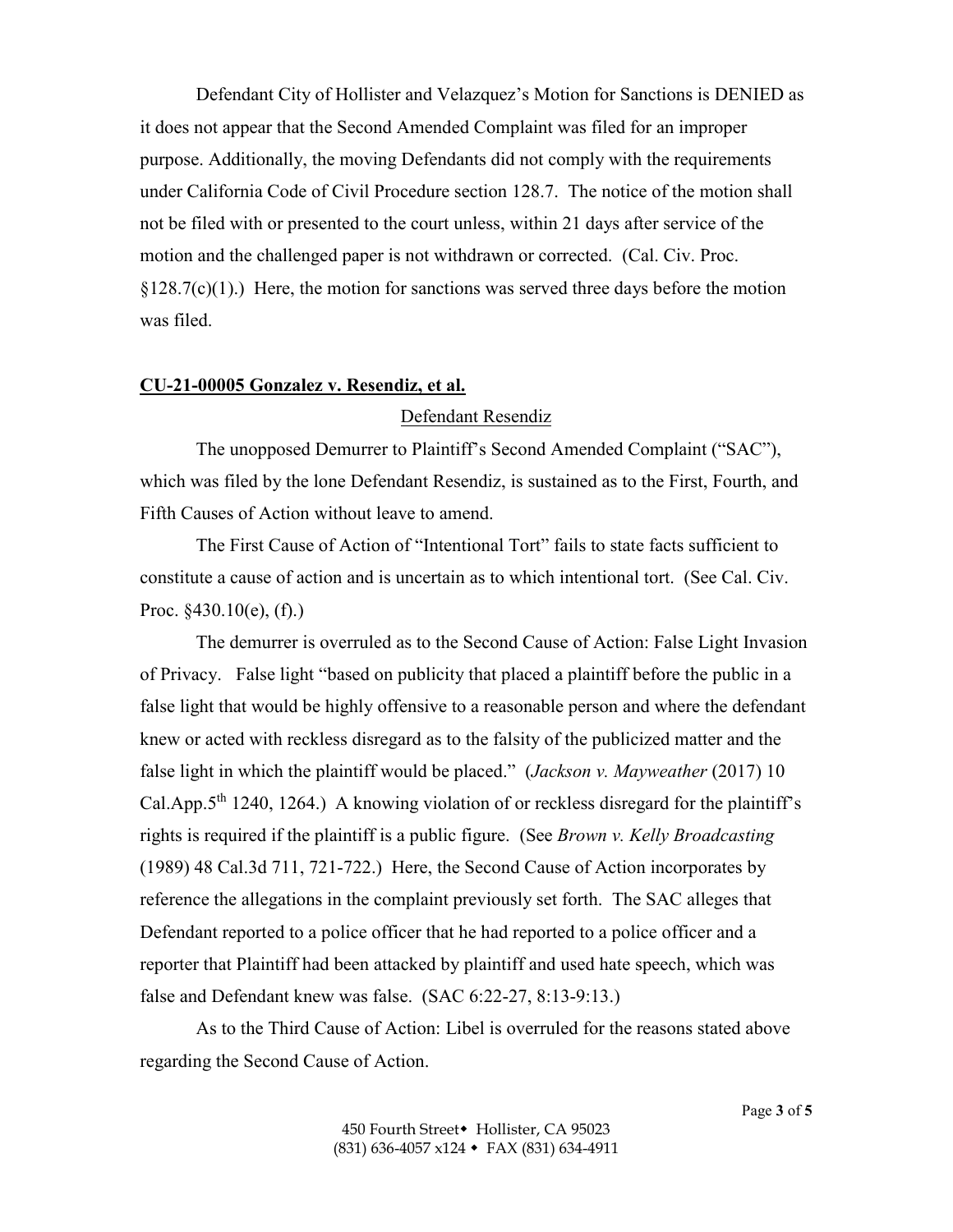Defendant City of Hollister and Velazquez's Motion for Sanctions is DENIED as it does not appear that the Second Amended Complaint was filed for an improper purpose. Additionally, the moving Defendants did not comply with the requirements under California Code of Civil Procedure section 128.7. The notice of the motion shall not be filed with or presented to the court unless, within 21 days after service of the motion and the challenged paper is not withdrawn or corrected. (Cal. Civ. Proc. §128.7(c)(1).) Here, the motion for sanctions was served three days before the motion was filed.

**CU-21-00005 Gonzalez v. Resendiz, et al.**

Defendant Resendiz

The unopposed Demurrer to Plaintiff's Second Amended Complaint ("SAC"), which was filed by the lone Defendant Resendiz, is sustained as to the First, Fourth, and Fifth Causes of Action without leave to amend.

The First Cause of Action of "Intentional Tort" fails to state facts sufficient to constitute a cause of action and is uncertain as to which intentional tort. (See Cal. Civ. Proc. §430.10(e), (f).)

The demurrer is overruled as to the Second Cause of Action: False Light Invasion of Privacy. False light "based on publicity that placed a plaintiff before the public in a false light that would be highly offensive to a reasonable person and where the defendant knew or acted with reckless disregard as to the falsity of the publicized matter and the false light in which the plaintiff would be placed." (*Jackson v. Mayweather* (2017) 10 Cal.App.5th 1240, 1264.) A knowing violation of or reckless disregard for the plaintiff's rights is required if the plaintiff is a public figure. (See *Brown v. Kelly Broadcasting* (1989) 48 Cal.3d 711, 721-722.) Here, the Second Cause of Action incorporates by reference the allegations in the complaint previously set forth. The SAC alleges that Defendant reported to a police officer that he had reported to a police officer and a reporter that Plaintiff had been attacked by plaintiff and used hate speech, which was false and Defendant knew was false. (SAC 6:22-27, 8:13-9:13.)

As to the Third Cause of Action: Libel is overruled for the reasons stated above regarding the Second Cause of Action.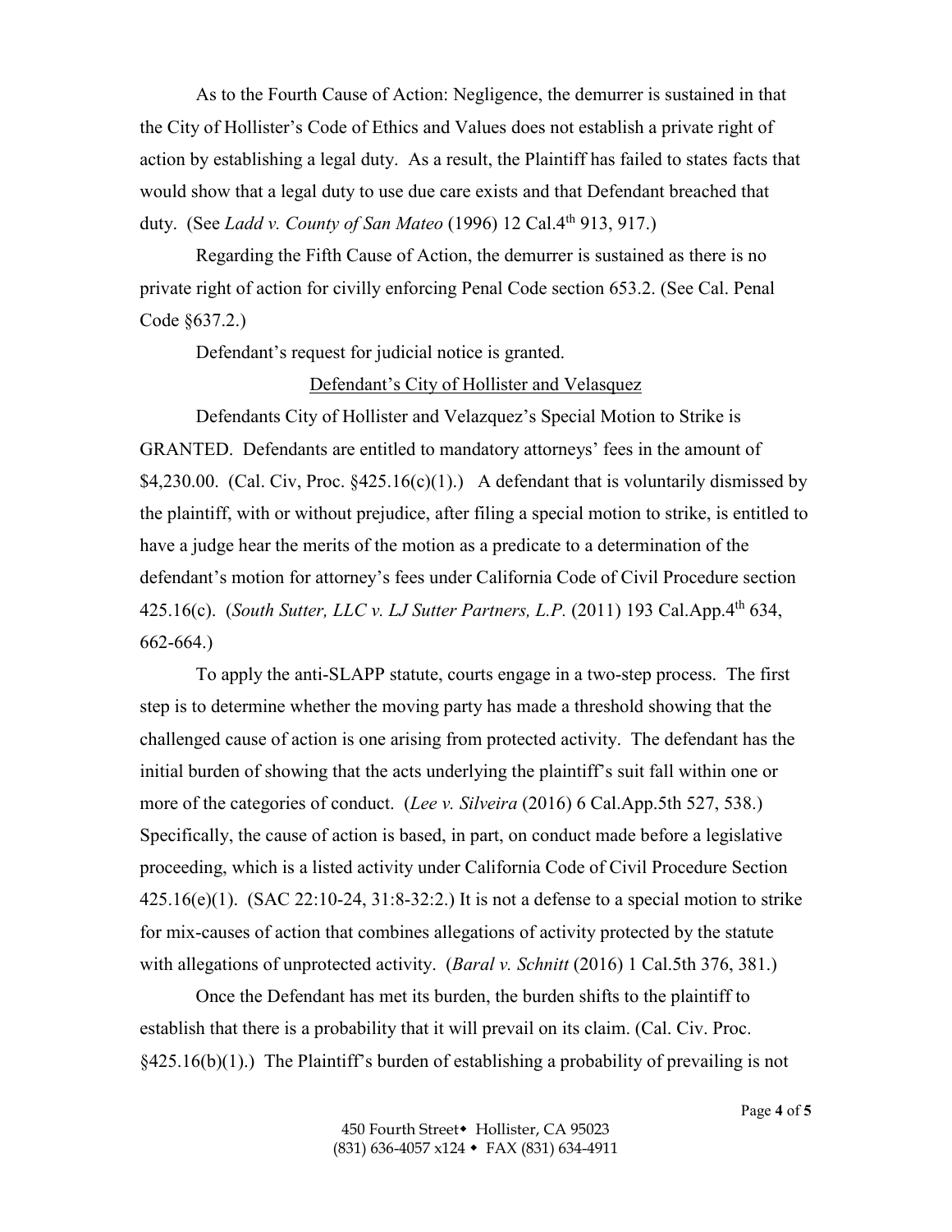As to the Fourth Cause of Action: Negligence, the demurrer is sustained in that the City of Hollister's Code of Ethics and Values does not establish a private right of action by establishing a legal duty. As a result, the Plaintiff has failed to states facts that would show that a legal duty to use due care exists and that Defendant breached that duty. (See *Ladd v. County of San Mateo* (1996) 12 Cal.4th 913, 917.)

Regarding the Fifth Cause of Action, the demurrer is sustained as there is no private right of action for civilly enforcing Penal Code section 653.2. (See Cal. Penal Code §637.2.)

Defendant's request for judicial notice is granted.

<u>Defendant's City of Hollister and Velasquez</u>

Defendants City of Hollister and Velazquez's Special Motion to Strike is GRANTED. Defendants are entitled to mandatory attorneys' fees in the amount of $4,230.00. (Cal. Civ, Proc. §425.16(c)(1).) A defendant that is voluntarily dismissed by the plaintiff, with or without prejudice, after filing a special motion to strike, is entitled to have a judge hear the merits of the motion as a predicate to a determination of the defendant's motion for attorney's fees under California Code of Civil Procedure section 425.16(c). (*South Sutter, LLC v. LJ Sutter Partners, L.P.* (2011) 193 Cal.App.4th 634, 662-664.)

To apply the anti-SLAPP statute, courts engage in a two-step process. The first step is to determine whether the moving party has made a threshold showing that the challenged cause of action is one arising from protected activity. The defendant has the initial burden of showing that the acts underlying the plaintiff's suit fall within one or more of the categories of conduct. (*Lee v. Silveira* (2016) 6 Cal.App.5th 527, 538.) Specifically, the cause of action is based, in part, on conduct made before a legislative proceeding, which is a listed activity under California Code of Civil Procedure Section 425.16(e)(1). (SAC 22:10-24, 31:8-32:2.) It is not a defense to a special motion to strike for mix-causes of action that combines allegations of activity protected by the statute with allegations of unprotected activity. (*Baral v. Schnitt* (2016) 1 Cal.5th 376, 381.)

Once the Defendant has met its burden, the burden shifts to the plaintiff to establish that there is a probability that it will prevail on its claim. (Cal. Civ. Proc. §425.16(b)(1).) The Plaintiff's burden of establishing a probability of prevailing is not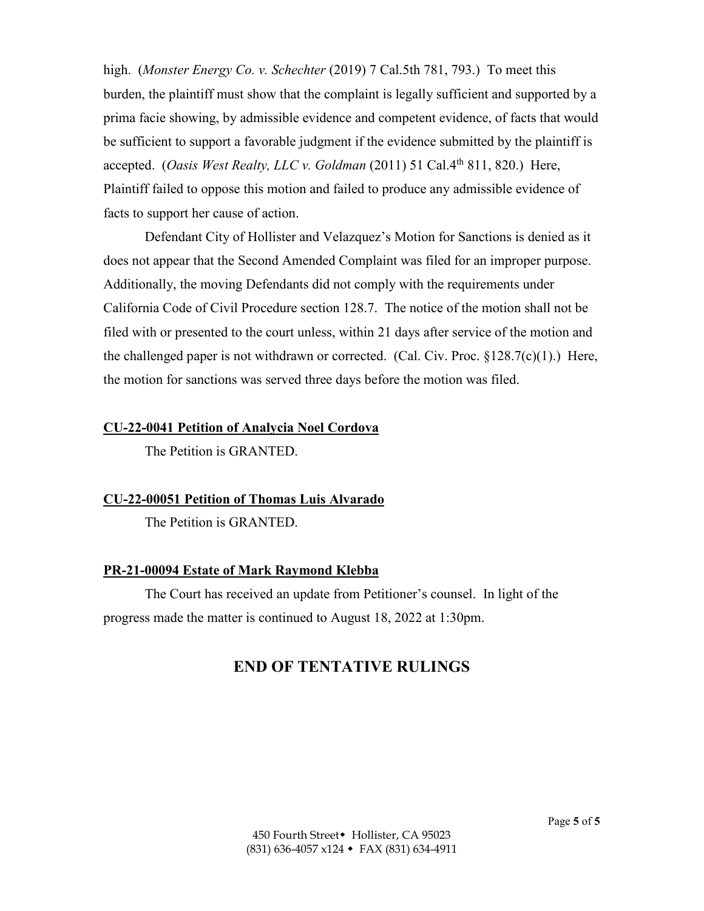high. (*Monster Energy Co. v. Schechter* (2019) 7 Cal.5th 781, 793.) To meet this burden, the plaintiff must show that the complaint is legally sufficient and supported by a prima facie showing, by admissible evidence and competent evidence, of facts that would be sufficient to support a favorable judgment if the evidence submitted by the plaintiff is accepted. (*Oasis West Realty, LLC v. Goldman* (2011) 51 Cal.4th 811, 820.) Here, Plaintiff failed to oppose this motion and failed to produce any admissible evidence of facts to support her cause of action.

Defendant City of Hollister and Velazquez's Motion for Sanctions is denied as it does not appear that the Second Amended Complaint was filed for an improper purpose. Additionally, the moving Defendants did not comply with the requirements under California Code of Civil Procedure section 128.7. The notice of the motion shall not be filed with or presented to the court unless, within 21 days after service of the motion and the challenged paper is not withdrawn or corrected. (Cal. Civ. Proc. §128.7(c)(1).) Here, the motion for sanctions was served three days before the motion was filed.

**CU-22-0041 Petition of Analycia Noel Cordova**

The Petition is GRANTED.

**CU-22-00051 Petition of Thomas Luis Alvarado**

The Petition is GRANTED.

**PR-21-00094 Estate of Mark Raymond Klebba**

The Court has received an update from Petitioner's counsel. In light of the progress made the matter is continued to August 18, 2022 at 1:30pm.

## END OF TENTATIVE RULINGS

450 Fourth Street◆ Hollister, CA 95023
(831) 636-4057 x124 ◆ FAX (831) 634-4911